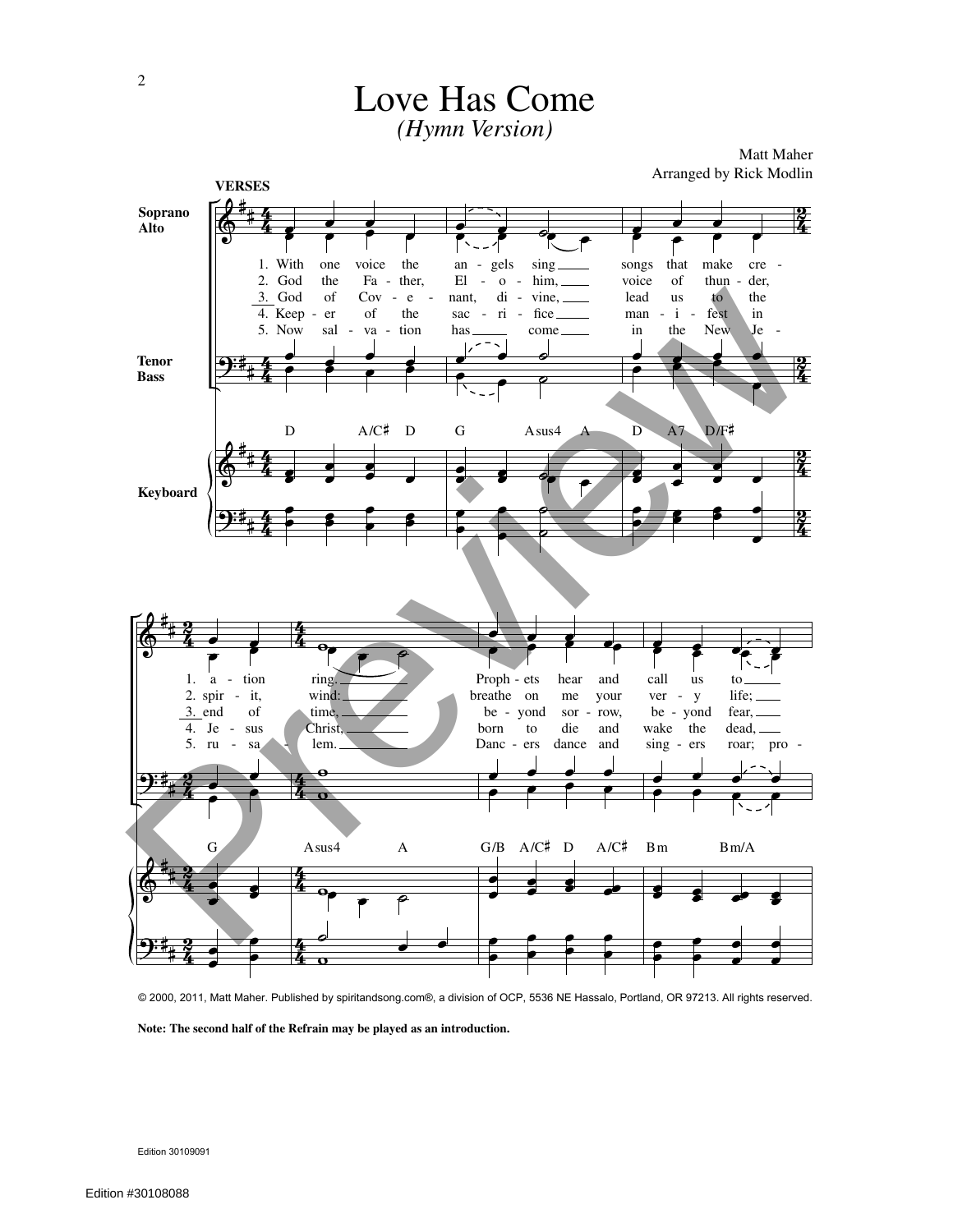# Love Has Come

*(Hymn Version)*

Matt Maher
Arranged by Rick Modlin

**VERSES**

1. With one voice the angels sing songs that make creation ring. Prophets hear and call us to
2. God the Father, Elohim, voice of thunder, spirit, wind: breathe on me your very life;
3. God of Covenant, divine, lead us to the end of time, beyond sorrow, beyond fear,
4. Keeper of the sacrifice manifest in Jesus Christ, born to die and wake the dead,
5. Now salvation has come in the New Jerusalem. Dancers dance and singers roar; pro-

© 2000, 2011, Matt Maher. Published by spiritandsong.com®, a division of OCP, 5536 NE Hassalo, Portland, OR 97213. All rights reserved.

**Note: The second half of the Refrain may be played as an introduction.**

Edition 30109091

Edition #30108088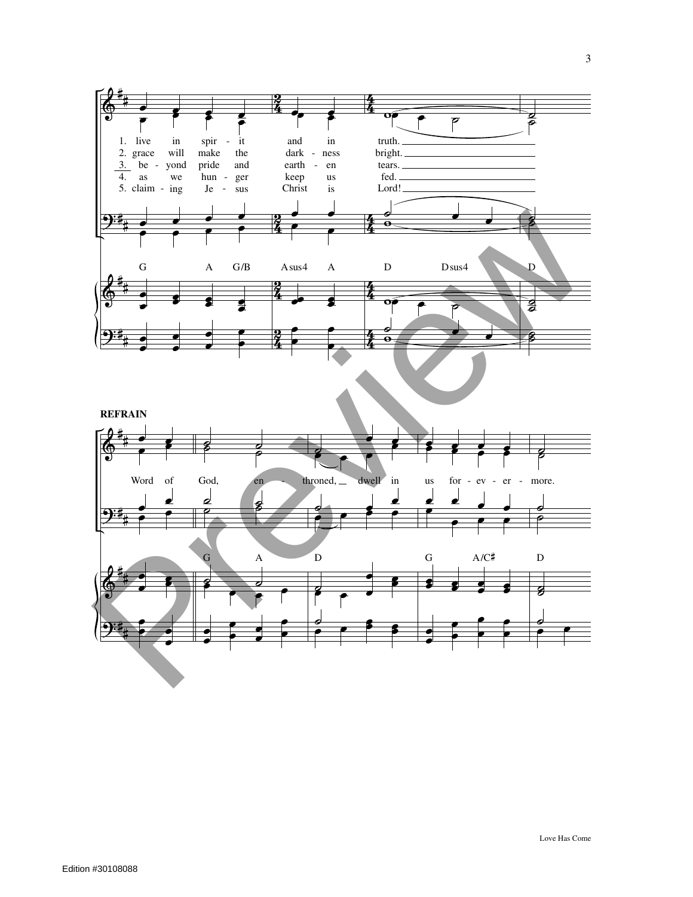1. live in spir - it and in truth.
2. grace will make the dark - ness bright.
3. be - yond pride and earth - en tears.
4. as we hun - ger keep us fed.
5. claim - ing Je - sus Christ is Lord!

G A G/B Asus4 A D Dsus4 D

**REFRAIN**

Word of God, en - throned, dwell in us for - ev - er - more.

G A D G A/C♯ D

Edition #30108088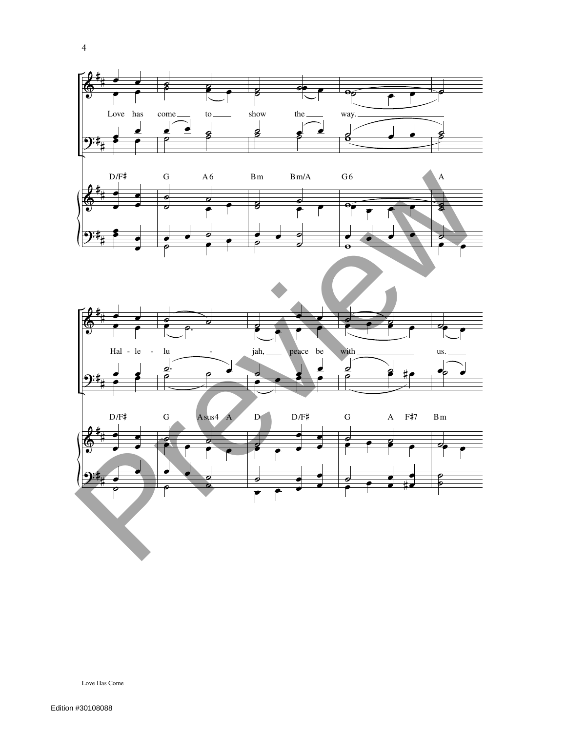Love has come to show the way.

D/F♯ G A6 Bm Bm/A G6 A

Hal - le - lu - jah, peace be with us.

D/F♯ G Asus4 A D D/F♯ G A F♯7 Bm

Edition #30108088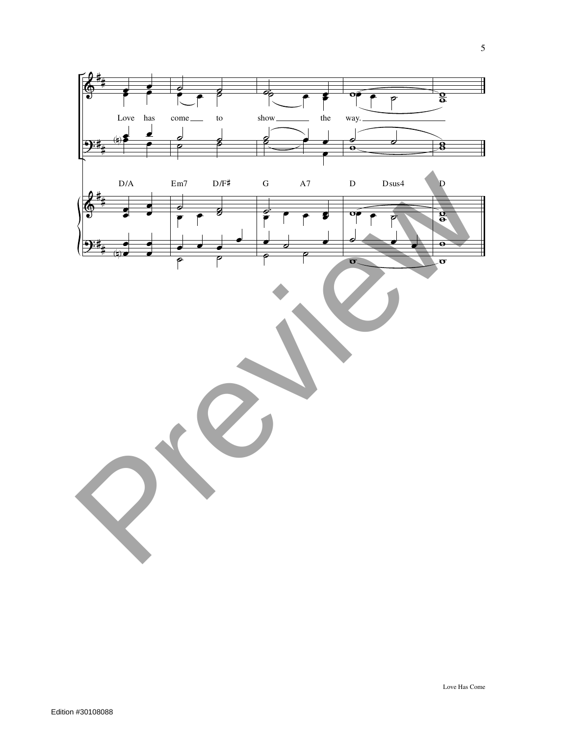Love has come to show the way.

D/A Em7 D/F♯ G A7 D Dsus4 D

Edition #30108088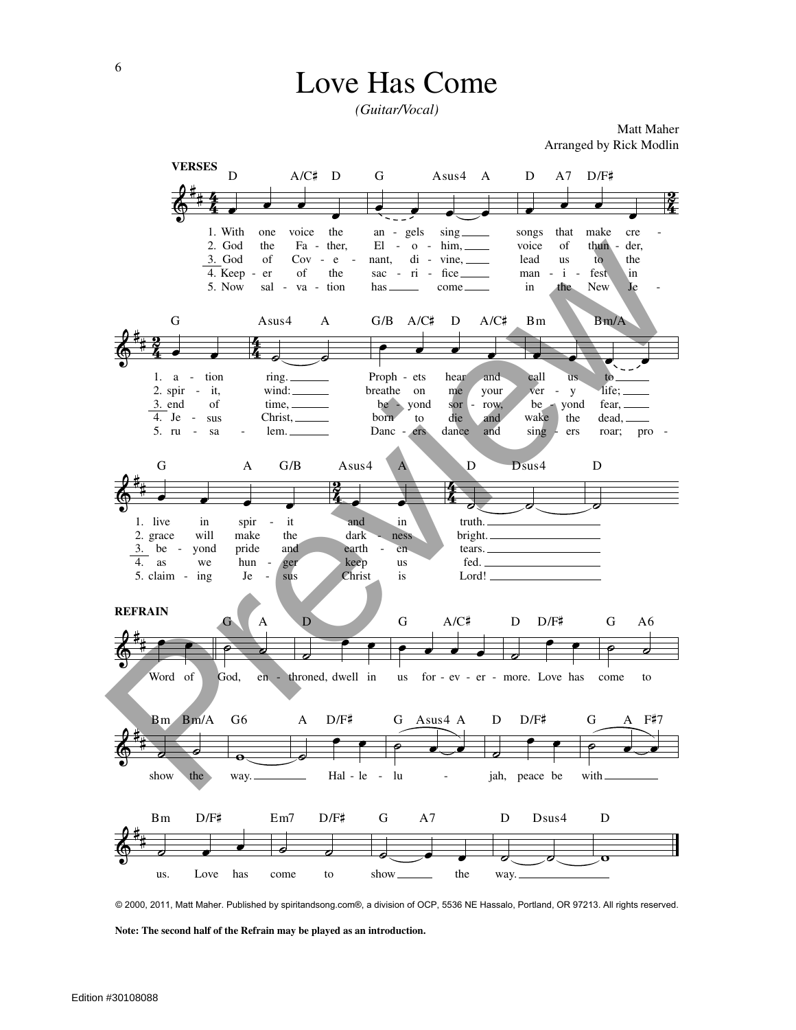# Love Has Come

*(Guitar/Vocal)*

Matt Maher
Arranged by Rick Modlin

**VERSES**

D A/C♯ D G Asus4 A D A7 D/F♯ G Asus4 A G/B A/C♯ D A/C♯ Bm Bm/A G A G/B Asus4 A D Dsus4 D

1. With one voice the angels sing songs that make creation ring. Prophets hear and call us to live in spirit and in truth.
2. God the Father, Elohim, voice of thunder, spirit, wind: breathe on me your very life; grace will make the darkness bright.
3. God of Covenant, divine, lead us to the end of time, beyond sorrow, beyond fear, beyond pride and earthen tears.
4. Keeper of the sacrifice manifest in Jesus Christ, born to die and wake the dead, as we hunger keep us fed.
5. Now salvation has come in the New Jerusalem. Dancers dance and singers roar; proclaiming Jesus Christ is Lord!

**REFRAIN**

G A D G A/C♯ D D/F♯ G A6 Bm Bm/A G6 A D/F♯ G Asus4 A D D/F♯ G A F♯7 Bm D/F♯ Em7 D/F♯ G A7 D Dsus4 D

Word of God, enthroned, dwell in us forevermore. Love has come to show the way. Hallelujah, peace be with us. Love has come to show the way.

© 2000, 2011, Matt Maher. Published by spiritandsong.com®, a division of OCP, 5536 NE Hassalo, Portland, OR 97213. All rights reserved.

**Note: The second half of the Refrain may be played as an introduction.**

Edition #30108088